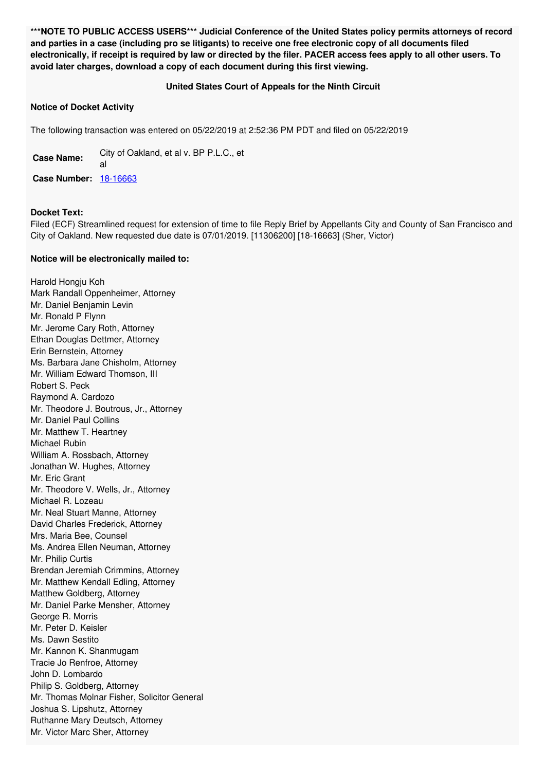**\*\*\*NOTE TO PUBLIC ACCESS USERS\*\*\* Judicial Conference of the United States policy permits attorneys of record and parties in a case (including pro se litigants) to receive one free electronic copy of all documents filed electronically, if receipt is required by law or directed by the filer. PACER access fees apply to all other users. To avoid later charges, download a copy of each document during this first viewing.**

**United States Court of Appeals for the Ninth Circuit**

**Notice of Docket Activity**

The following transaction was entered on 05/22/2019 at 2:52:36 PM PDT and filed on 05/22/2019

| | |
|---|---|
| **Case Name:** | City of Oakland, et al v. BP P.L.C., et al |
| **Case Number:** | 18-16663 |

**Docket Text:**
Filed (ECF) Streamlined request for extension of time to file Reply Brief by Appellants City and County of San Francisco and City of Oakland. New requested due date is 07/01/2019. [11306200] [18-16663] (Sher, Victor)

**Notice will be electronically mailed to:**

Harold Hongju Koh
Mark Randall Oppenheimer, Attorney
Mr. Daniel Benjamin Levin
Mr. Ronald P Flynn
Mr. Jerome Cary Roth, Attorney
Ethan Douglas Dettmer, Attorney
Erin Bernstein, Attorney
Ms. Barbara Jane Chisholm, Attorney
Mr. William Edward Thomson, III
Robert S. Peck
Raymond A. Cardozo
Mr. Theodore J. Boutrous, Jr., Attorney
Mr. Daniel Paul Collins
Mr. Matthew T. Heartney
Michael Rubin
William A. Rossbach, Attorney
Jonathan W. Hughes, Attorney
Mr. Eric Grant
Mr. Theodore V. Wells, Jr., Attorney
Michael R. Lozeau
Mr. Neal Stuart Manne, Attorney
David Charles Frederick, Attorney
Mrs. Maria Bee, Counsel
Ms. Andrea Ellen Neuman, Attorney
Mr. Philip Curtis
Brendan Jeremiah Crimmins, Attorney
Mr. Matthew Kendall Edling, Attorney
Matthew Goldberg, Attorney
Mr. Daniel Parke Mensher, Attorney
George R. Morris
Mr. Peter D. Keisler
Ms. Dawn Sestito
Mr. Kannon K. Shanmugam
Tracie Jo Renfroe, Attorney
John D. Lombardo
Philip S. Goldberg, Attorney
Mr. Thomas Molnar Fisher, Solicitor General
Joshua S. Lipshutz, Attorney
Ruthanne Mary Deutsch, Attorney
Mr. Victor Marc Sher, Attorney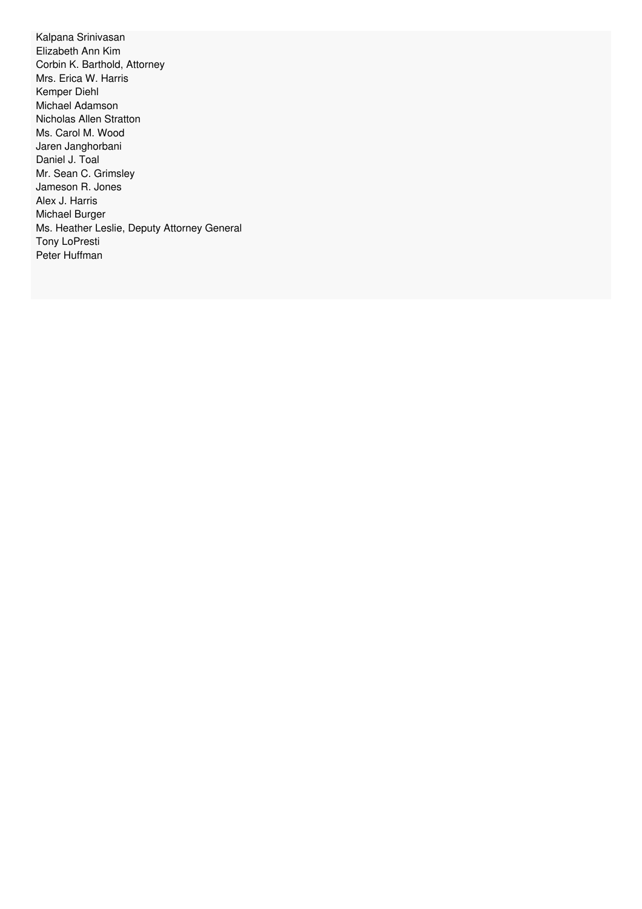Kalpana Srinivasan
Elizabeth Ann Kim
Corbin K. Barthold, Attorney
Mrs. Erica W. Harris
Kemper Diehl
Michael Adamson
Nicholas Allen Stratton
Ms. Carol M. Wood
Jaren Janghorbani
Daniel J. Toal
Mr. Sean C. Grimsley
Jameson R. Jones
Alex J. Harris
Michael Burger
Ms. Heather Leslie, Deputy Attorney General
Tony LoPresti
Peter Huffman